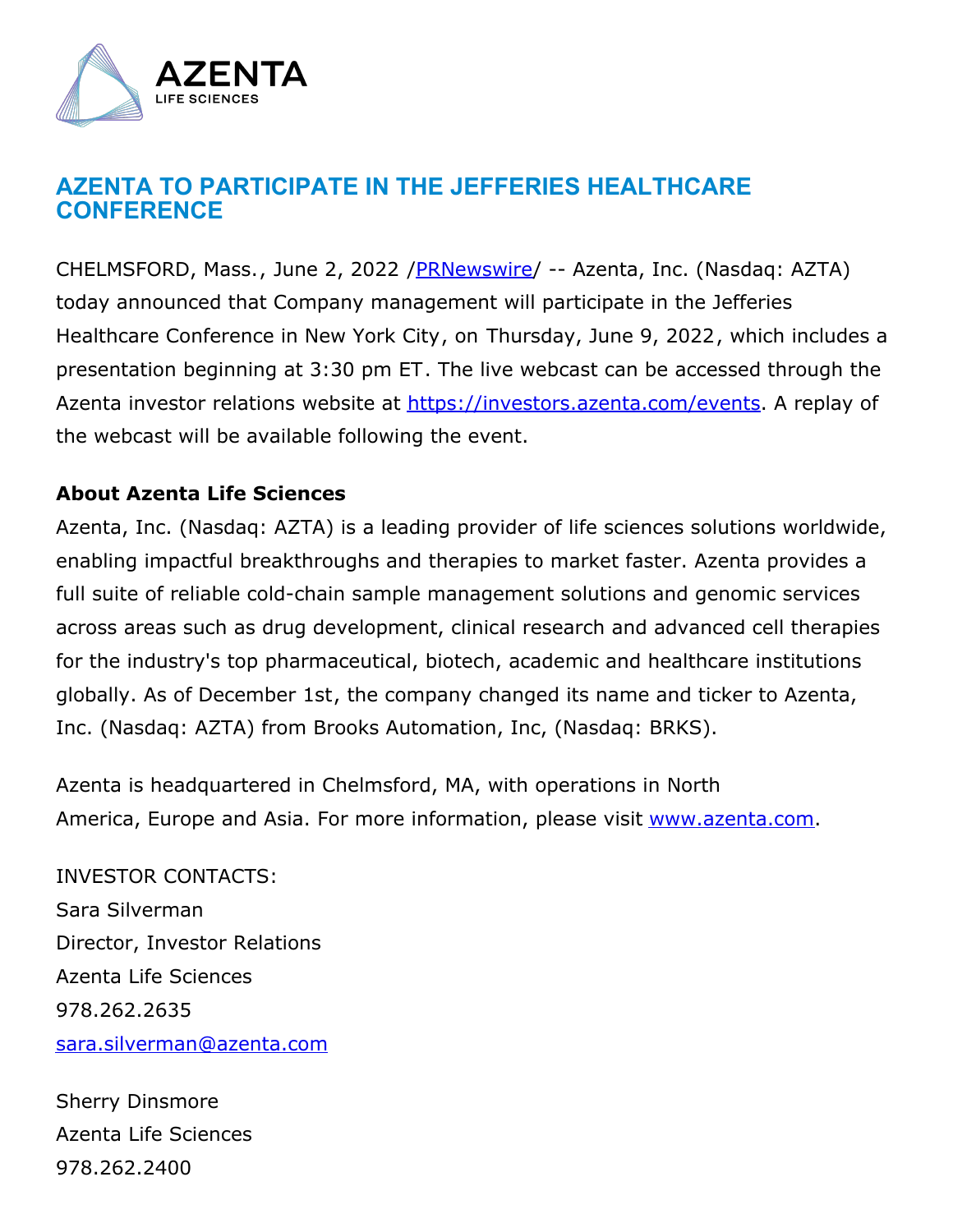# AZENTA TO PARTICIPATE IN THE JEFFERIES HEALTHCARE CONFERENCE

CHELMSFORD, Mass., June 2, 2022 /PRNewswire/ -- Azenta, Inc. (Nasdaq: AZTA) today announced that Company management will participate in the Jefferies Healthcare Conference in New York City, on Thursday, June 9, 2022, which includes a presentation beginning at 3:30 pm ET. The live webcast can be accessed through the Azenta investor relations website at https://investors.azenta.com/events. A replay of the webcast will be available following the event.

**About Azenta Life Sciences**

Azenta, Inc. (Nasdaq: AZTA) is a leading provider of life sciences solutions worldwide, enabling impactful breakthroughs and therapies to market faster. Azenta provides a full suite of reliable cold-chain sample management solutions and genomic services across areas such as drug development, clinical research and advanced cell therapies for the industry's top pharmaceutical, biotech, academic and healthcare institutions globally. As of December 1st, the company changed its name and ticker to Azenta, Inc. (Nasdaq: AZTA) from Brooks Automation, Inc, (Nasdaq: BRKS).

Azenta is headquartered in Chelmsford, MA, with operations in North America, Europe and Asia. For more information, please visit www.azenta.com.

INVESTOR CONTACTS:
Sara Silverman
Director, Investor Relations
Azenta Life Sciences
978.262.2635
sara.silverman@azenta.com

Sherry Dinsmore
Azenta Life Sciences
978.262.2400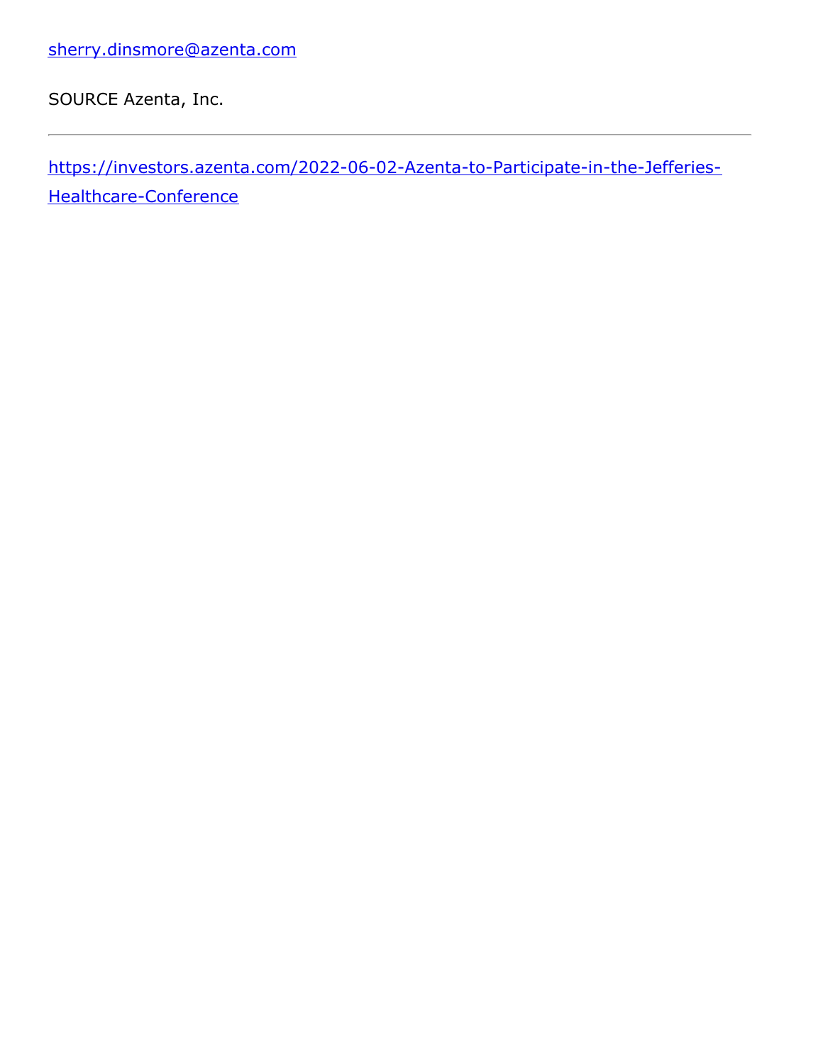sherry.dinsmore@azenta.com

SOURCE Azenta, Inc.

---

https://investors.azenta.com/2022-06-02-Azenta-to-Participate-in-the-Jefferies-Healthcare-Conference